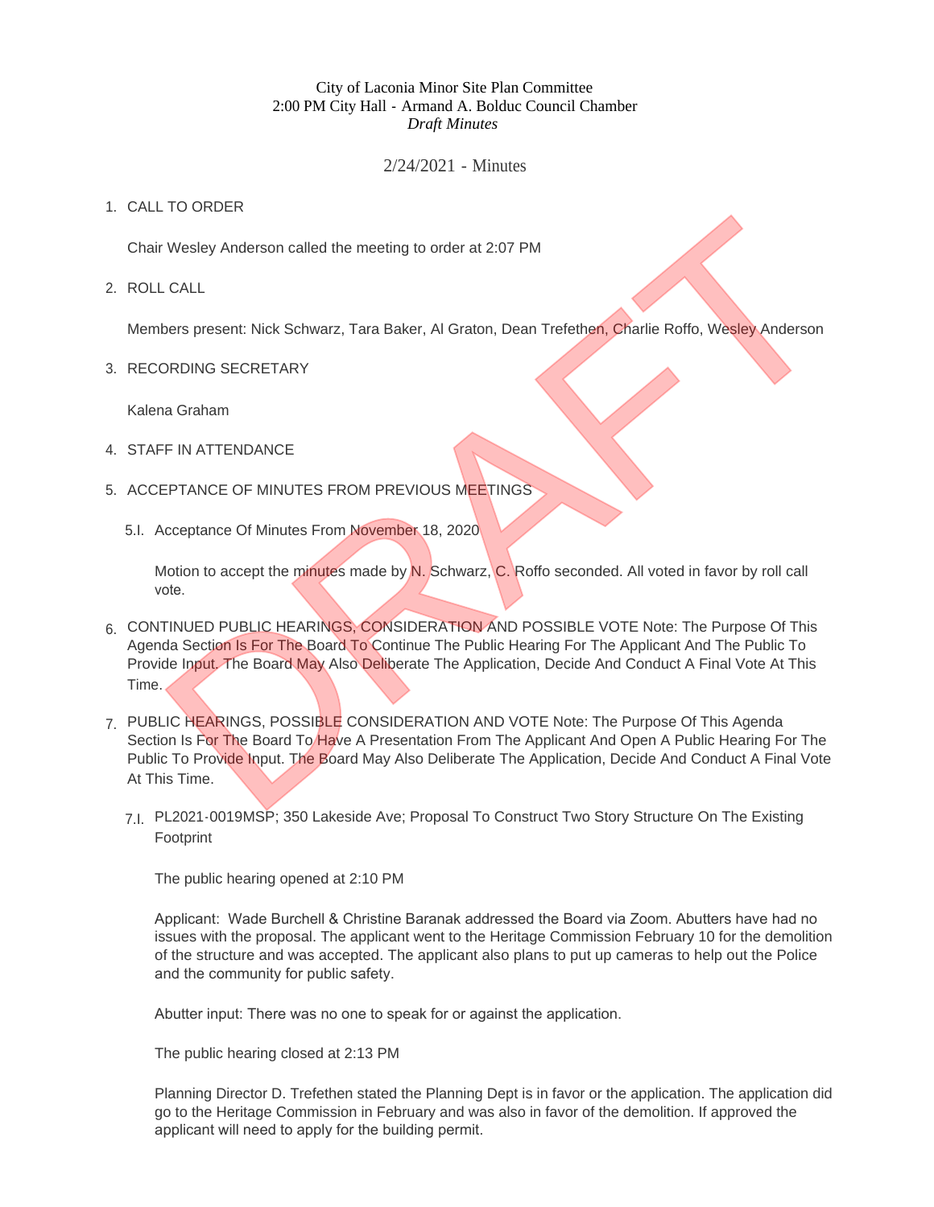City of Laconia Minor Site Plan Committee
2:00 PM City Hall - Armand A. Bolduc Council Chamber
*Draft Minutes*

2/24/2021 - Minutes

1. CALL TO ORDER

   Chair Wesley Anderson called the meeting to order at 2:07 PM

2. ROLL CALL

   Members present: Nick Schwarz, Tara Baker, Al Graton, Dean Trefethen, Charlie Roffo, Wesley Anderson

3. RECORDING SECRETARY

   Kalena Graham

4. STAFF IN ATTENDANCE

5. ACCEPTANCE OF MINUTES FROM PREVIOUS MEETINGS

   5.I. Acceptance Of Minutes From November 18, 2020

   Motion to accept the minutes made by N. Schwarz, C. Roffo seconded. All voted in favor by roll call vote.

6. CONTINUED PUBLIC HEARINGS, CONSIDERATION AND POSSIBLE VOTE Note: The Purpose Of This Agenda Section Is For The Board To Continue The Public Hearing For The Applicant And The Public To Provide Input. The Board May Also Deliberate The Application, Decide And Conduct A Final Vote At This Time.

7. PUBLIC HEARINGS, POSSIBLE CONSIDERATION AND VOTE Note: The Purpose Of This Agenda Section Is For The Board To Have A Presentation From The Applicant And Open A Public Hearing For The Public To Provide Input. The Board May Also Deliberate The Application, Decide And Conduct A Final Vote At This Time.

   7.I. PL2021-0019MSP; 350 Lakeside Ave; Proposal To Construct Two Story Structure On The Existing Footprint

   The public hearing opened at 2:10 PM

   Applicant: Wade Burchell & Christine Baranak addressed the Board via Zoom. Abutters have had no issues with the proposal. The applicant went to the Heritage Commission February 10 for the demolition of the structure and was accepted. The applicant also plans to put up cameras to help out the Police and the community for public safety.

   Abutter input: There was no one to speak for or against the application.

   The public hearing closed at 2:13 PM

   Planning Director D. Trefethen stated the Planning Dept is in favor or the application. The application did go to the Heritage Commission in February and was also in favor of the demolition. If approved the applicant will need to apply for the building permit.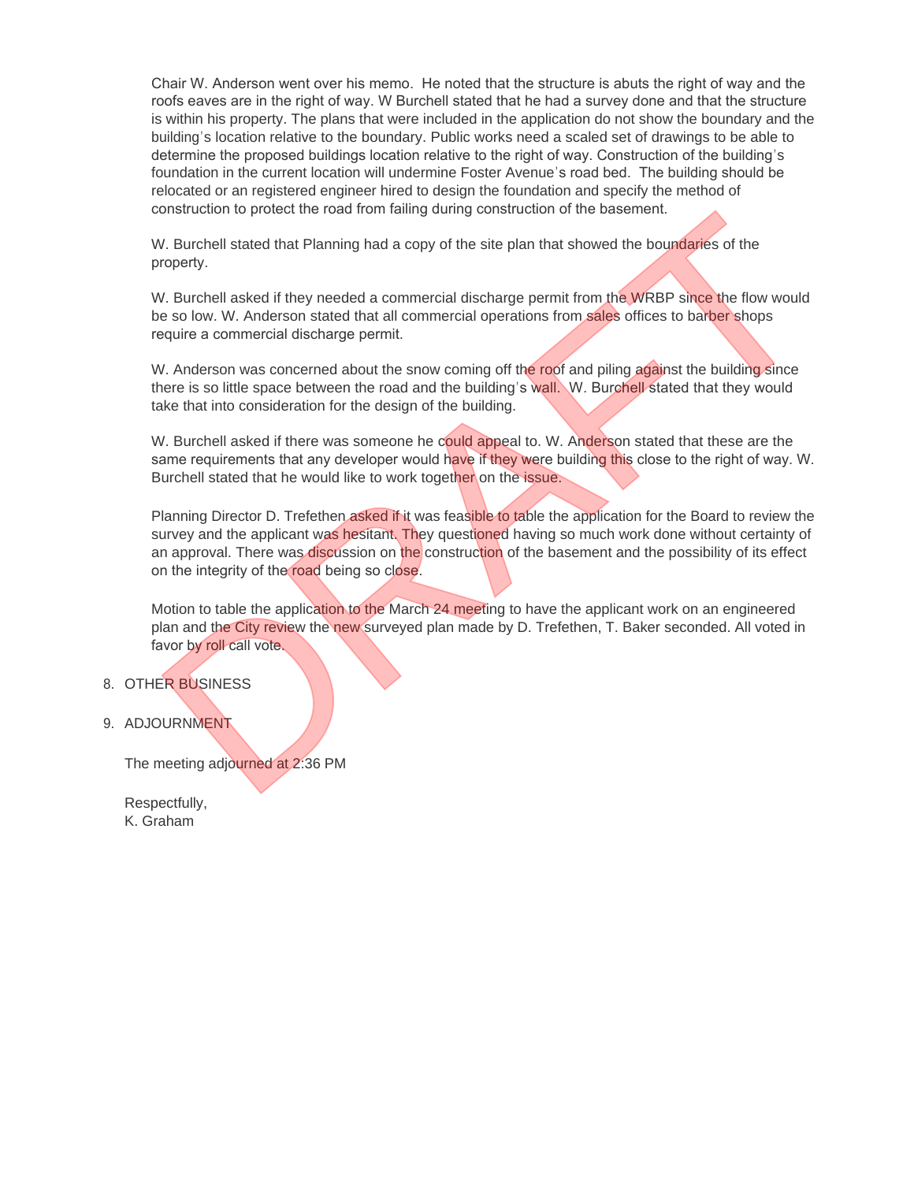Chair W. Anderson went over his memo. He noted that the structure is abuts the right of way and the roofs eaves are in the right of way. W Burchell stated that he had a survey done and that the structure is within his property. The plans that were included in the application do not show the boundary and the building's location relative to the boundary. Public works need a scaled set of drawings to be able to determine the proposed buildings location relative to the right of way. Construction of the building's foundation in the current location will undermine Foster Avenue's road bed. The building should be relocated or an registered engineer hired to design the foundation and specify the method of construction to protect the road from failing during construction of the basement.

W. Burchell stated that Planning had a copy of the site plan that showed the boundaries of the property.

W. Burchell asked if they needed a commercial discharge permit from the WRBP since the flow would be so low. W. Anderson stated that all commercial operations from sales offices to barber shops require a commercial discharge permit.

W. Anderson was concerned about the snow coming off the roof and piling against the building since there is so little space between the road and the building's wall. W. Burchell stated that they would take that into consideration for the design of the building.

W. Burchell asked if there was someone he could appeal to. W. Anderson stated that these are the same requirements that any developer would have if they were building this close to the right of way. W. Burchell stated that he would like to work together on the issue.

Planning Director D. Trefethen asked if it was feasible to table the application for the Board to review the survey and the applicant was hesitant. They questioned having so much work done without certainty of an approval. There was discussion on the construction of the basement and the possibility of its effect on the integrity of the road being so close.

Motion to table the application to the March 24 meeting to have the applicant work on an engineered plan and the City review the new surveyed plan made by D. Trefethen, T. Baker seconded. All voted in favor by roll call vote.

8. OTHER BUSINESS

9. ADJOURNMENT

The meeting adjourned at 2:36 PM

Respectfully,
K. Graham

DRAFT